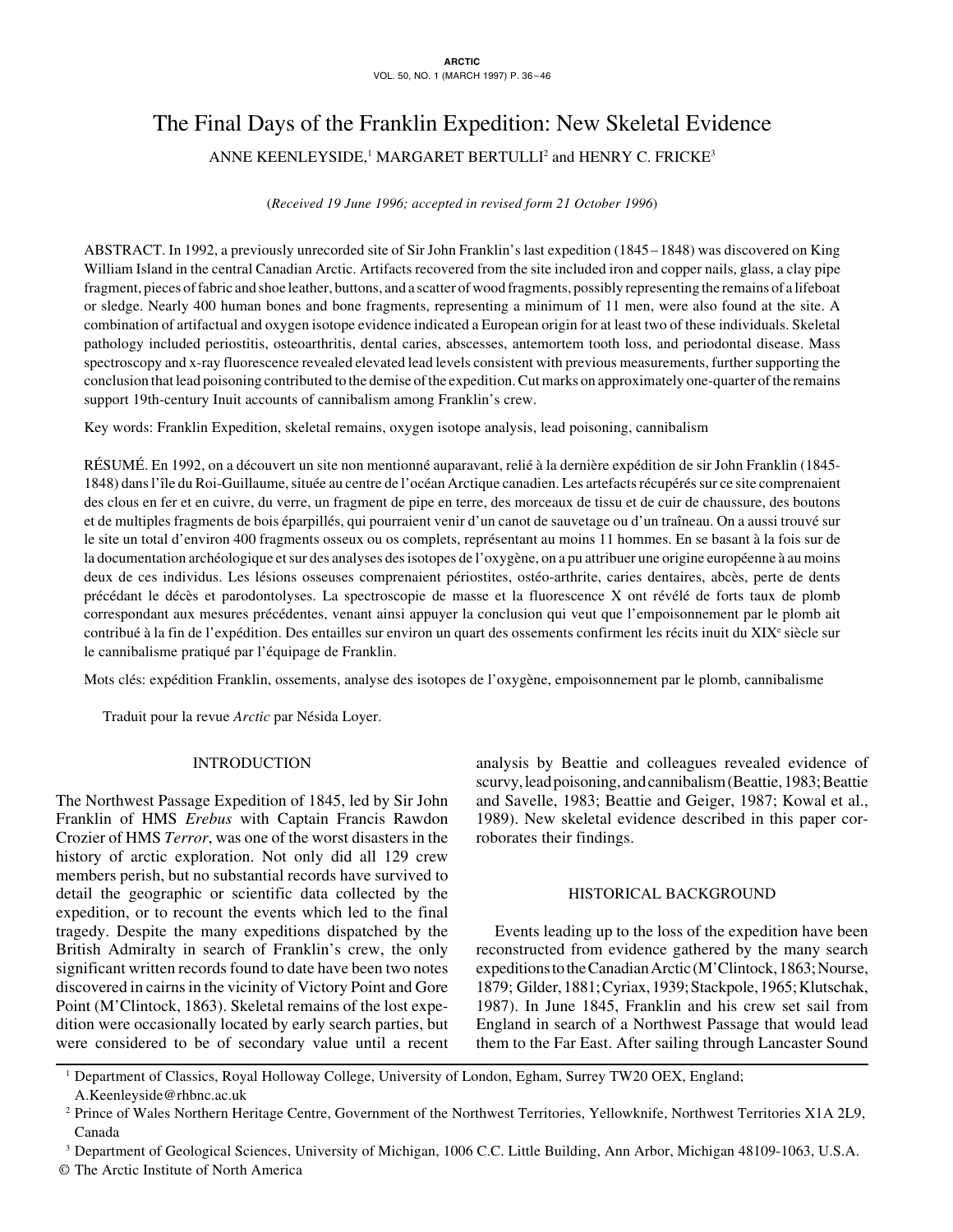# The Final Days of the Franklin Expedition: New Skeletal Evidence

ANNE KEENLEYSIDE,[1] MARGARET BERTULLI[2] and HENRY C. FRICKE[3]

(*Received 19 June 1996; accepted in revised form 21 October 1996*)

ABSTRACT. In 1992, a previously unrecorded site of Sir John Franklin's last expedition (1845–1848) was discovered on King William Island in the central Canadian Arctic. Artifacts recovered from the site included iron and copper nails, glass, a clay pipe fragment, pieces of fabric and shoe leather, buttons, and a scatter of wood fragments, possibly representing the remains of a lifeboat or sledge. Nearly 400 human bones and bone fragments, representing a minimum of 11 men, were also found at the site. A combination of artifactual and oxygen isotope evidence indicated a European origin for at least two of these individuals. Skeletal pathology included periostitis, osteoarthritis, dental caries, abscesses, antemortem tooth loss, and periodontal disease. Mass spectroscopy and x-ray fluorescence revealed elevated lead levels consistent with previous measurements, further supporting the conclusion that lead poisoning contributed to the demise of the expedition. Cut marks on approximately one-quarter of the remains support 19th-century Inuit accounts of cannibalism among Franklin's crew.

Key words: Franklin Expedition, skeletal remains, oxygen isotope analysis, lead poisoning, cannibalism

RÉSUMÉ. En 1992, on a découvert un site non mentionné auparavant, relié à la dernière expédition de sir John Franklin (1845-1848) dans l'île du Roi-Guillaume, située au centre de l'océan Arctique canadien. Les artefacts récupérés sur ce site comprenaient des clous en fer et en cuivre, du verre, un fragment de pipe en terre, des morceaux de tissu et de cuir de chaussure, des boutons et de multiples fragments de bois éparpillés, qui pourraient venir d'un canot de sauvetage ou d'un traîneau. On a aussi trouvé sur le site un total d'environ 400 fragments osseux ou os complets, représentant au moins 11 hommes. En se basant à la fois sur de la documentation archéologique et sur des analyses des isotopes de l'oxygène, on a pu attribuer une origine européenne à au moins deux de ces individus. Les lésions osseuses comprenaient périostites, ostéo-arthrite, caries dentaires, abcès, perte de dents précédant le décès et parodontolyses. La spectroscopie de masse et la fluorescence X ont révélé de forts taux de plomb correspondant aux mesures précédentes, venant ainsi appuyer la conclusion qui veut que l'empoisonnement par le plomb ait contribué à la fin de l'expédition. Des entailles sur environ un quart des ossements confirment les récits inuit du XIX[e] siècle sur le cannibalisme pratiqué par l'équipage de Franklin.

Mots clés: expédition Franklin, ossements, analyse des isotopes de l'oxygène, empoisonnement par le plomb, cannibalisme

Traduit pour la revue *Arctic* par Nésida Loyer.

## INTRODUCTION

The Northwest Passage Expedition of 1845, led by Sir John Franklin of HMS *Erebus* with Captain Francis Rawdon Crozier of HMS *Terror*, was one of the worst disasters in the history of arctic exploration. Not only did all 129 crew members perish, but no substantial records have survived to detail the geographic or scientific data collected by the expedition, or to recount the events which led to the final tragedy. Despite the many expeditions dispatched by the British Admiralty in search of Franklin's crew, the only significant written records found to date have been two notes discovered in cairns in the vicinity of Victory Point and Gore Point (M'Clintock, 1863). Skeletal remains of the lost expedition were occasionally located by early search parties, but were considered to be of secondary value until a recent analysis by Beattie and colleagues revealed evidence of scurvy, lead poisoning, and cannibalism (Beattie, 1983; Beattie and Savelle, 1983; Beattie and Geiger, 1987; Kowal et al., 1989). New skeletal evidence described in this paper corroborates their findings.

## HISTORICAL BACKGROUND

Events leading up to the loss of the expedition have been reconstructed from evidence gathered by the many search expeditions to the Canadian Arctic (M'Clintock, 1863; Nourse, 1879; Gilder, 1881; Cyriax, 1939; Stackpole, 1965; Klutschak, 1987). In June 1845, Franklin and his crew set sail from England in search of a Northwest Passage that would lead them to the Far East. After sailing through Lancaster Sound

---

[1] Department of Classics, Royal Holloway College, University of London, Egham, Surrey TW20 OEX, England; A.Keenleyside@rhbnc.ac.uk

[2] Prince of Wales Northern Heritage Centre, Government of the Northwest Territories, Yellowknife, Northwest Territories X1A 2L9, Canada

[3] Department of Geological Sciences, University of Michigan, 1006 C.C. Little Building, Ann Arbor, Michigan 48109-1063, U.S.A.

© The Arctic Institute of North America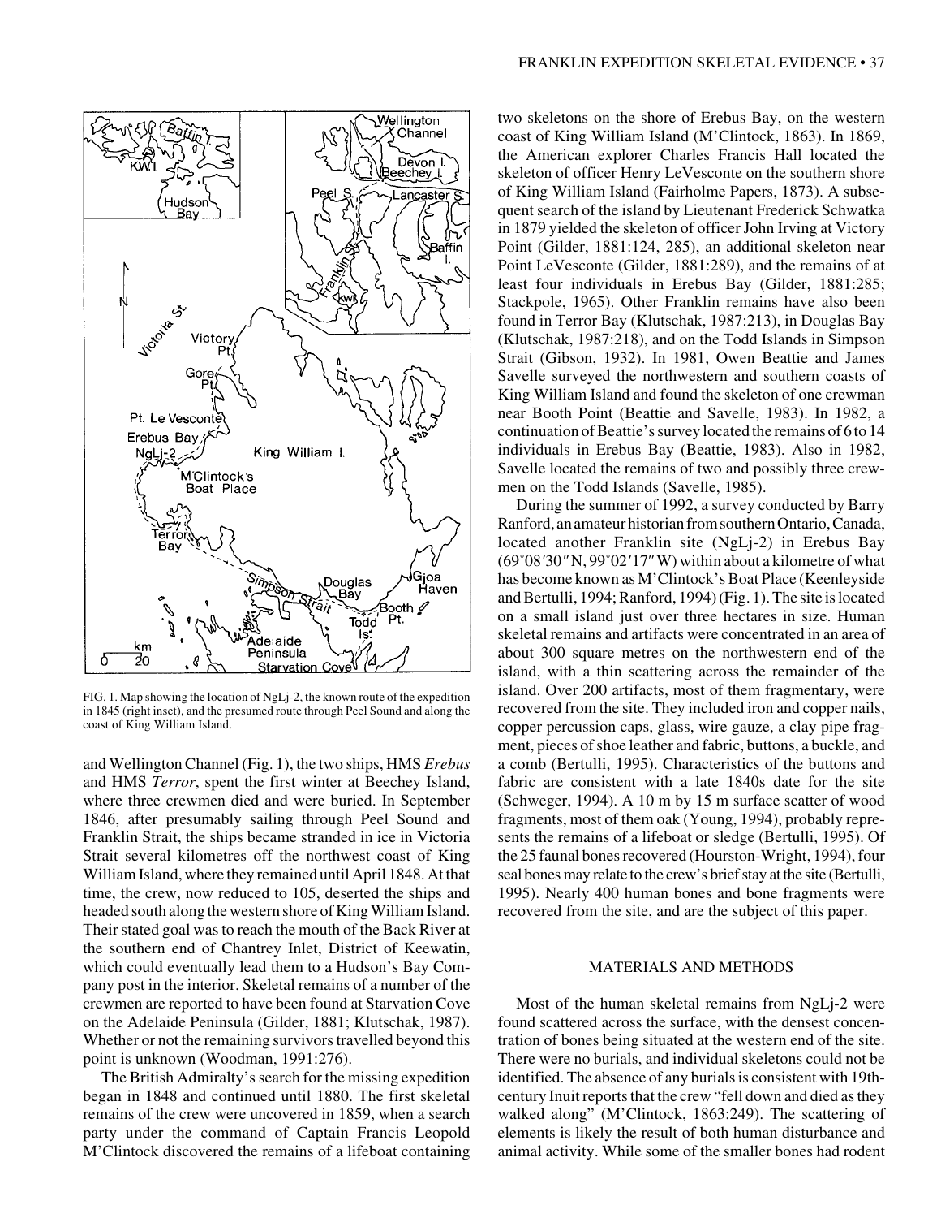FIG. 1. Map showing the location of NgLj-2, the known route of the expedition in 1845 (right inset), and the presumed route through Peel Sound and along the coast of King William Island.

and Wellington Channel (Fig. 1), the two ships, HMS *Erebus* and HMS *Terror*, spent the first winter at Beechey Island, where three crewmen died and were buried. In September 1846, after presumably sailing through Peel Sound and Franklin Strait, the ships became stranded in ice in Victoria Strait several kilometres off the northwest coast of King William Island, where they remained until April 1848. At that time, the crew, now reduced to 105, deserted the ships and headed south along the western shore of King William Island. Their stated goal was to reach the mouth of the Back River at the southern end of Chantrey Inlet, District of Keewatin, which could eventually lead them to a Hudson's Bay Company post in the interior. Skeletal remains of a number of the crewmen are reported to have been found at Starvation Cove on the Adelaide Peninsula (Gilder, 1881; Klutschak, 1987). Whether or not the remaining survivors travelled beyond this point is unknown (Woodman, 1991:276).

The British Admiralty's search for the missing expedition began in 1848 and continued until 1880. The first skeletal remains of the crew were uncovered in 1859, when a search party under the command of Captain Francis Leopold M'Clintock discovered the remains of a lifeboat containing two skeletons on the shore of Erebus Bay, on the western coast of King William Island (M'Clintock, 1863). In 1869, the American explorer Charles Francis Hall located the skeleton of officer Henry LeVesconte on the southern shore of King William Island (Fairholme Papers, 1873). A subsequent search of the island by Lieutenant Frederick Schwatka in 1879 yielded the skeleton of officer John Irving at Victory Point (Gilder, 1881:124, 285), an additional skeleton near Point LeVesconte (Gilder, 1881:289), and the remains of at least four individuals in Erebus Bay (Gilder, 1881:285; Stackpole, 1965). Other Franklin remains have also been found in Terror Bay (Klutschak, 1987:213), in Douglas Bay (Klutschak, 1987:218), and on the Todd Islands in Simpson Strait (Gibson, 1932). In 1981, Owen Beattie and James Savelle surveyed the northwestern and southern coasts of King William Island and found the skeleton of one crewman near Booth Point (Beattie and Savelle, 1983). In 1982, a continuation of Beattie's survey located the remains of 6 to 14 individuals in Erebus Bay (Beattie, 1983). Also in 1982, Savelle located the remains of two and possibly three crewmen on the Todd Islands (Savelle, 1985).

During the summer of 1992, a survey conducted by Barry Ranford, an amateur historian from southern Ontario, Canada, located another Franklin site (NgLj-2) in Erebus Bay (69˚08′30″N, 99˚02′17″W) within about a kilometre of what has become known as M'Clintock's Boat Place (Keenleyside and Bertulli, 1994; Ranford, 1994) (Fig. 1). The site is located on a small island just over three hectares in size. Human skeletal remains and artifacts were concentrated in an area of about 300 square metres on the northwestern end of the island, with a thin scattering across the remainder of the island. Over 200 artifacts, most of them fragmentary, were recovered from the site. They included iron and copper nails, copper percussion caps, glass, wire gauze, a clay pipe fragment, pieces of shoe leather and fabric, buttons, a buckle, and a comb (Bertulli, 1995). Characteristics of the buttons and fabric are consistent with a late 1840s date for the site (Schweger, 1994). A 10 m by 15 m surface scatter of wood fragments, most of them oak (Young, 1994), probably represents the remains of a lifeboat or sledge (Bertulli, 1995). Of the 25 faunal bones recovered (Hourston-Wright, 1994), four seal bones may relate to the crew's brief stay at the site (Bertulli, 1995). Nearly 400 human bones and bone fragments were recovered from the site, and are the subject of this paper.

## MATERIALS AND METHODS

Most of the human skeletal remains from NgLj-2 were found scattered across the surface, with the densest concentration of bones being situated at the western end of the site. There were no burials, and individual skeletons could not be identified. The absence of any burials is consistent with 19th-century Inuit reports that the crew "fell down and died as they walked along" (M'Clintock, 1863:249). The scattering of elements is likely the result of both human disturbance and animal activity. While some of the smaller bones had rodent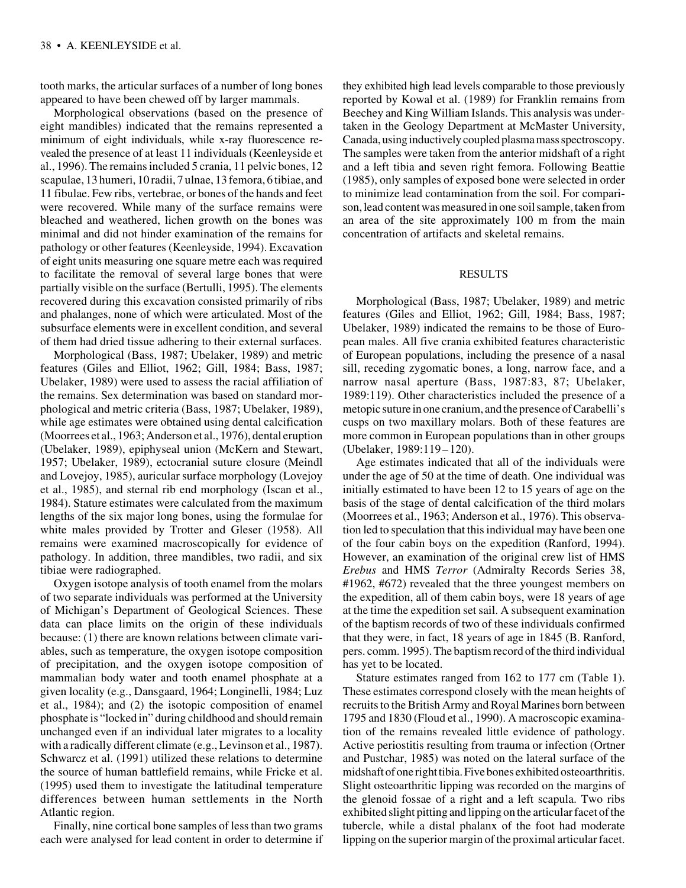tooth marks, the articular surfaces of a number of long bones appeared to have been chewed off by larger mammals.

Morphological observations (based on the presence of eight mandibles) indicated that the remains represented a minimum of eight individuals, while x-ray fluorescence revealed the presence of at least 11 individuals (Keenleyside et al., 1996). The remains included 5 crania, 11 pelvic bones, 12 scapulae, 13 humeri, 10 radii, 7 ulnae, 13 femora, 6 tibiae, and 11 fibulae. Few ribs, vertebrae, or bones of the hands and feet were recovered. While many of the surface remains were bleached and weathered, lichen growth on the bones was minimal and did not hinder examination of the remains for pathology or other features (Keenleyside, 1994). Excavation of eight units measuring one square metre each was required to facilitate the removal of several large bones that were partially visible on the surface (Bertulli, 1995). The elements recovered during this excavation consisted primarily of ribs and phalanges, none of which were articulated. Most of the subsurface elements were in excellent condition, and several of them had dried tissue adhering to their external surfaces.

Morphological (Bass, 1987; Ubelaker, 1989) and metric features (Giles and Elliot, 1962; Gill, 1984; Bass, 1987; Ubelaker, 1989) were used to assess the racial affiliation of the remains. Sex determination was based on standard morphological and metric criteria (Bass, 1987; Ubelaker, 1989), while age estimates were obtained using dental calcification (Moorrees et al., 1963; Anderson et al., 1976), dental eruption (Ubelaker, 1989), epiphyseal union (McKern and Stewart, 1957; Ubelaker, 1989), ectocranial suture closure (Meindl and Lovejoy, 1985), auricular surface morphology (Lovejoy et al., 1985), and sternal rib end morphology (Iscan et al., 1984). Stature estimates were calculated from the maximum lengths of the six major long bones, using the formulae for white males provided by Trotter and Gleser (1958). All remains were examined macroscopically for evidence of pathology. In addition, three mandibles, two radii, and six tibiae were radiographed.

Oxygen isotope analysis of tooth enamel from the molars of two separate individuals was performed at the University of Michigan's Department of Geological Sciences. These data can place limits on the origin of these individuals because: (1) there are known relations between climate variables, such as temperature, the oxygen isotope composition of precipitation, and the oxygen isotope composition of mammalian body water and tooth enamel phosphate at a given locality (e.g., Dansgaard, 1964; Longinelli, 1984; Luz et al., 1984); and (2) the isotopic composition of enamel phosphate is "locked in" during childhood and should remain unchanged even if an individual later migrates to a locality with a radically different climate (e.g., Levinson et al., 1987). Schwarcz et al. (1991) utilized these relations to determine the source of human battlefield remains, while Fricke et al. (1995) used them to investigate the latitudinal temperature differences between human settlements in the North Atlantic region.

Finally, nine cortical bone samples of less than two grams each were analysed for lead content in order to determine if they exhibited high lead levels comparable to those previously reported by Kowal et al. (1989) for Franklin remains from Beechey and King William Islands. This analysis was undertaken in the Geology Department at McMaster University, Canada, using inductively coupled plasma mass spectroscopy. The samples were taken from the anterior midshaft of a right and a left tibia and seven right femora. Following Beattie (1985), only samples of exposed bone were selected in order to minimize lead contamination from the soil. For comparison, lead content was measured in one soil sample, taken from an area of the site approximately 100 m from the main concentration of artifacts and skeletal remains.

## RESULTS

Morphological (Bass, 1987; Ubelaker, 1989) and metric features (Giles and Elliot, 1962; Gill, 1984; Bass, 1987; Ubelaker, 1989) indicated the remains to be those of European males. All five crania exhibited features characteristic of European populations, including the presence of a nasal sill, receding zygomatic bones, a long, narrow face, and a narrow nasal aperture (Bass, 1987:83, 87; Ubelaker, 1989:119). Other characteristics included the presence of a metopic suture in one cranium, and the presence of Carabelli's cusps on two maxillary molars. Both of these features are more common in European populations than in other groups (Ubelaker, 1989:119–120).

Age estimates indicated that all of the individuals were under the age of 50 at the time of death. One individual was initially estimated to have been 12 to 15 years of age on the basis of the stage of dental calcification of the third molars (Moorrees et al., 1963; Anderson et al., 1976). This observation led to speculation that this individual may have been one of the four cabin boys on the expedition (Ranford, 1994). However, an examination of the original crew list of HMS *Erebus* and HMS *Terror* (Admiralty Records Series 38, #1962, #672) revealed that the three youngest members on the expedition, all of them cabin boys, were 18 years of age at the time the expedition set sail. A subsequent examination of the baptism records of two of these individuals confirmed that they were, in fact, 18 years of age in 1845 (B. Ranford, pers. comm. 1995). The baptism record of the third individual has yet to be located.

Stature estimates ranged from 162 to 177 cm (Table 1). These estimates correspond closely with the mean heights of recruits to the British Army and Royal Marines born between 1795 and 1830 (Floud et al., 1990). A macroscopic examination of the remains revealed little evidence of pathology. Active periostitis resulting from trauma or infection (Ortner and Pustchar, 1985) was noted on the lateral surface of the midshaft of one right tibia. Five bones exhibited osteoarthritis. Slight osteoarthritic lipping was recorded on the margins of the glenoid fossae of a right and a left scapula. Two ribs exhibited slight pitting and lipping on the articular facet of the tubercle, while a distal phalanx of the foot had moderate lipping on the superior margin of the proximal articular facet.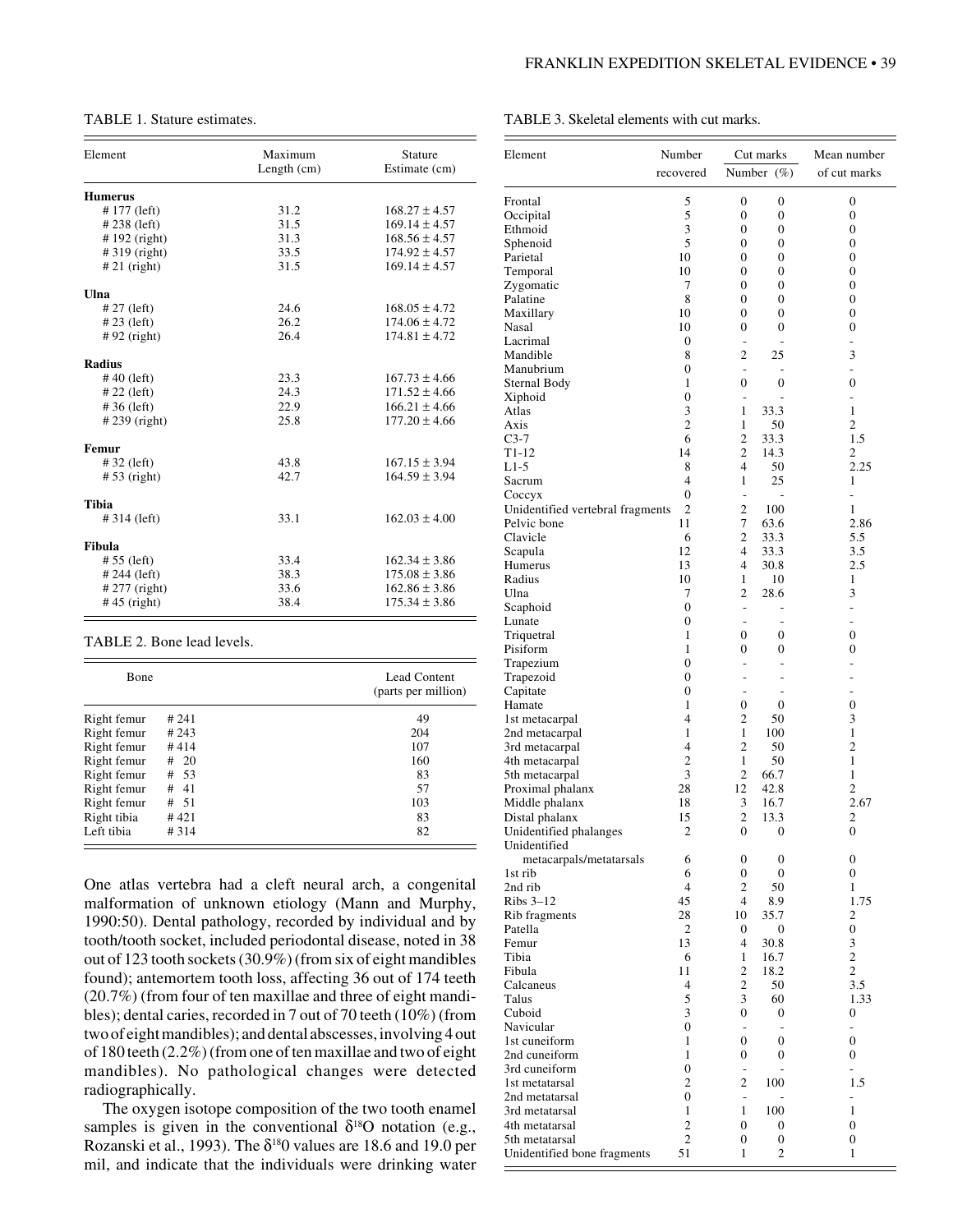TABLE 1. Stature estimates.

| Element | Maximum Length (cm) | Stature Estimate (cm) |
|---|---|---|
| **Humerus** | | |
| # 177 (left) | 31.2 | 168.27 ± 4.57 |
| # 238 (left) | 31.5 | 169.14 ± 4.57 |
| # 192 (right) | 31.3 | 168.56 ± 4.57 |
| # 319 (right) | 33.5 | 174.92 ± 4.57 |
| # 21 (right) | 31.5 | 169.14 ± 4.57 |
| **Ulna** | | |
| # 27 (left) | 24.6 | 168.05 ± 4.72 |
| # 23 (left) | 26.2 | 174.06 ± 4.72 |
| # 92 (right) | 26.4 | 174.81 ± 4.72 |
| **Radius** | | |
| # 40 (left) | 23.3 | 167.73 ± 4.66 |
| # 22 (left) | 24.3 | 171.52 ± 4.66 |
| # 36 (left) | 22.9 | 166.21 ± 4.66 |
| # 239 (right) | 25.8 | 177.20 ± 4.66 |
| **Femur** | | |
| # 32 (left) | 43.8 | 167.15 ± 3.94 |
| # 53 (right) | 42.7 | 164.59 ± 3.94 |
| **Tibia** | | |
| # 314 (left) | 33.1 | 162.03 ± 4.00 |
| **Fibula** | | |
| # 55 (left) | 33.4 | 162.34 ± 3.86 |
| # 244 (left) | 38.3 | 175.08 ± 3.86 |
| # 277 (right) | 33.6 | 162.86 ± 3.86 |
| # 45 (right) | 38.4 | 175.34 ± 3.86 |

TABLE 2. Bone lead levels.

| Bone | | Lead Content (parts per million) |
|---|---|---|
| Right femur | # 241 | 49 |
| Right femur | # 243 | 204 |
| Right femur | # 414 | 107 |
| Right femur | # 20 | 160 |
| Right femur | # 53 | 83 |
| Right femur | # 41 | 57 |
| Right femur | # 51 | 103 |
| Right tibia | # 421 | 83 |
| Left tibia | # 314 | 82 |

One atlas vertebra had a cleft neural arch, a congenital malformation of unknown etiology (Mann and Murphy, 1990:50). Dental pathology, recorded by individual and by tooth/tooth socket, included periodontal disease, noted in 38 out of 123 tooth sockets (30.9%) (from six of eight mandibles found); antemortem tooth loss, affecting 36 out of 174 teeth (20.7%) (from four of ten maxillae and three of eight mandibles); dental caries, recorded in 7 out of 70 teeth (10%) (from two of eight mandibles); and dental abscesses, involving 4 out of 180 teeth (2.2%) (from one of ten maxillae and two of eight mandibles). No pathological changes were detected radiographically.

The oxygen isotope composition of the two tooth enamel samples is given in the conventional $\delta^{18}O$ notation (e.g., Rozanski et al., 1993). The $\delta^{18}O$ values are 18.6 and 19.0 per mil, and indicate that the individuals were drinking water

TABLE 3. Skeletal elements with cut marks.

| Element | Number recovered | Cut marks Number | (%) | Mean number of cut marks |
|---|---|---|---|---|
| Frontal | 5 | 0 | 0 | 0 |
| Occipital | 5 | 0 | 0 | 0 |
| Ethmoid | 3 | 0 | 0 | 0 |
| Sphenoid | 5 | 0 | 0 | 0 |
| Parietal | 10 | 0 | 0 | 0 |
| Temporal | 10 | 0 | 0 | 0 |
| Zygomatic | 7 | 0 | 0 | 0 |
| Palatine | 8 | 0 | 0 | 0 |
| Maxillary | 10 | 0 | 0 | 0 |
| Nasal | 10 | 0 | 0 | 0 |
| Lacrimal | 0 | - | - | - |
| Mandible | 8 | 2 | 25 | 3 |
| Manubrium | 0 | - | - | - |
| Sternal Body | 1 | 0 | 0 | 0 |
| Xiphoid | 0 | - | - | - |
| Atlas | 3 | 1 | 33.3 | 1 |
| Axis | 2 | 1 | 50 | 2 |
| C3-7 | 6 | 2 | 33.3 | 1.5 |
| T1-12 | 14 | 2 | 14.3 | 2 |
| L1-5 | 8 | 4 | 50 | 2.25 |
| Sacrum | 4 | 1 | 25 | 1 |
| Coccyx | 0 | - | - | - |
| Unidentified vertebral fragments | 2 | 2 | 100 | 1 |
| Pelvic bone | 11 | 7 | 63.6 | 2.86 |
| Clavicle | 6 | 2 | 33.3 | 5.5 |
| Scapula | 12 | 4 | 33.3 | 3.5 |
| Humerus | 13 | 4 | 30.8 | 2.5 |
| Radius | 10 | 1 | 10 | 1 |
| Ulna | 7 | 2 | 28.6 | 3 |
| Scaphoid | 0 | - | - | - |
| Lunate | 0 | - | - | - |
| Triquetral | 1 | 0 | 0 | 0 |
| Pisiform | 1 | 0 | 0 | 0 |
| Trapezium | 0 | - | - | - |
| Trapezoid | 0 | - | - | - |
| Capitate | 0 | - | - | - |
| Hamate | 1 | 0 | 0 | 0 |
| 1st metacarpal | 4 | 2 | 50 | 3 |
| 2nd metacarpal | 1 | 1 | 100 | 1 |
| 3rd metacarpal | 4 | 2 | 50 | 2 |
| 4th metacarpal | 2 | 1 | 50 | 1 |
| 5th metacarpal | 3 | 2 | 66.7 | 1 |
| Proximal phalanx | 28 | 12 | 42.8 | 2 |
| Middle phalanx | 18 | 3 | 16.7 | 2.67 |
| Distal phalanx | 15 | 2 | 13.3 | 2 |
| Unidentified phalanges | 2 | 0 | 0 | 0 |
| Unidentified metacarpals/metatarsals | 6 | 0 | 0 | 0 |
| 1st rib | 6 | 0 | 0 | 0 |
| 2nd rib | 4 | 2 | 50 | 1 |
| Ribs 3–12 | 45 | 4 | 8.9 | 1.75 |
| Rib fragments | 28 | 10 | 35.7 | 2 |
| Patella | 2 | 0 | 0 | 0 |
| Femur | 13 | 4 | 30.8 | 3 |
| Tibia | 6 | 1 | 16.7 | 2 |
| Fibula | 11 | 2 | 18.2 | 2 |
| Calcaneus | 4 | 2 | 50 | 3.5 |
| Talus | 5 | 3 | 60 | 1.33 |
| Cuboid | 3 | 0 | 0 | 0 |
| Navicular | 0 | - | - | - |
| 1st cuneiform | 1 | 0 | 0 | 0 |
| 2nd cuneiform | 1 | 0 | 0 | 0 |
| 3rd cuneiform | 0 | - | - | - |
| 1st metatarsal | 2 | 2 | 100 | 1.5 |
| 2nd metatarsal | 0 | - | - | - |
| 3rd metatarsal | 1 | 1 | 100 | 1 |
| 4th metatarsal | 2 | 0 | 0 | 0 |
| 5th metatarsal | 2 | 0 | 0 | 0 |
| Unidentified bone fragments | 51 | 1 | 2 | 1 |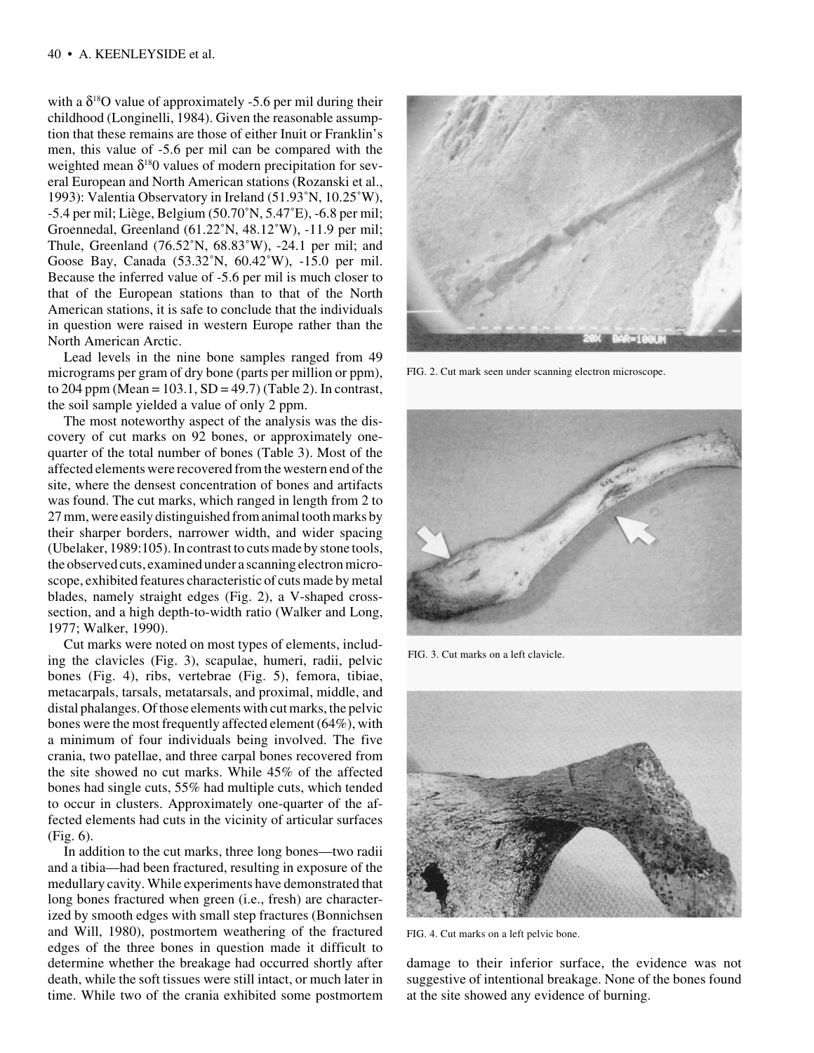with a $\delta^{18}O$ value of approximately -5.6 per mil during their childhood (Longinelli, 1984). Given the reasonable assumption that these remains are those of either Inuit or Franklin's men, this value of -5.6 per mil can be compared with the weighted mean $\delta^{18}0$ values of modern precipitation for several European and North American stations (Rozanski et al., 1993): Valentia Observatory in Ireland (51.93˚N, 10.25˚W), -5.4 per mil; Liège, Belgium (50.70˚N, 5.47˚E), -6.8 per mil; Groennedal, Greenland (61.22˚N, 48.12˚W), -11.9 per mil; Thule, Greenland (76.52˚N, 68.83˚W), -24.1 per mil; and Goose Bay, Canada (53.32˚N, 60.42˚W), -15.0 per mil. Because the inferred value of -5.6 per mil is much closer to that of the European stations than to that of the North American stations, it is safe to conclude that the individuals in question were raised in western Europe rather than the North American Arctic.

Lead levels in the nine bone samples ranged from 49 micrograms per gram of dry bone (parts per million or ppm), to 204 ppm (Mean = 103.1, SD = 49.7) (Table 2). In contrast, the soil sample yielded a value of only 2 ppm.

The most noteworthy aspect of the analysis was the discovery of cut marks on 92 bones, or approximately one-quarter of the total number of bones (Table 3). Most of the affected elements were recovered from the western end of the site, where the densest concentration of bones and artifacts was found. The cut marks, which ranged in length from 2 to 27 mm, were easily distinguished from animal tooth marks by their sharper borders, narrower width, and wider spacing (Ubelaker, 1989:105). In contrast to cuts made by stone tools, the observed cuts, examined under a scanning electron microscope, exhibited features characteristic of cuts made by metal blades, namely straight edges (Fig. 2), a V-shaped cross-section, and a high depth-to-width ratio (Walker and Long, 1977; Walker, 1990).

Cut marks were noted on most types of elements, including the clavicles (Fig. 3), scapulae, humeri, radii, pelvic bones (Fig. 4), ribs, vertebrae (Fig. 5), femora, tibiae, metacarpals, tarsals, metatarsals, and proximal, middle, and distal phalanges. Of those elements with cut marks, the pelvic bones were the most frequently affected element (64%), with a minimum of four individuals being involved. The five crania, two patellae, and three carpal bones recovered from the site showed no cut marks. While 45% of the affected bones had single cuts, 55% had multiple cuts, which tended to occur in clusters. Approximately one-quarter of the affected elements had cuts in the vicinity of articular surfaces (Fig. 6).

In addition to the cut marks, three long bones—two radii and a tibia—had been fractured, resulting in exposure of the medullary cavity. While experiments have demonstrated that long bones fractured when green (i.e., fresh) are characterized by smooth edges with small step fractures (Bonnichsen and Will, 1980), postmortem weathering of the fractured edges of the three bones in question made it difficult to determine whether the breakage had occurred shortly after death, while the soft tissues were still intact, or much later in time. While two of the crania exhibited some postmortem damage to their inferior surface, the evidence was not suggestive of intentional breakage. None of the bones found at the site showed any evidence of burning.

FIG. 2. Cut mark seen under scanning electron microscope.

FIG. 3. Cut marks on a left clavicle.

FIG. 4. Cut marks on a left pelvic bone.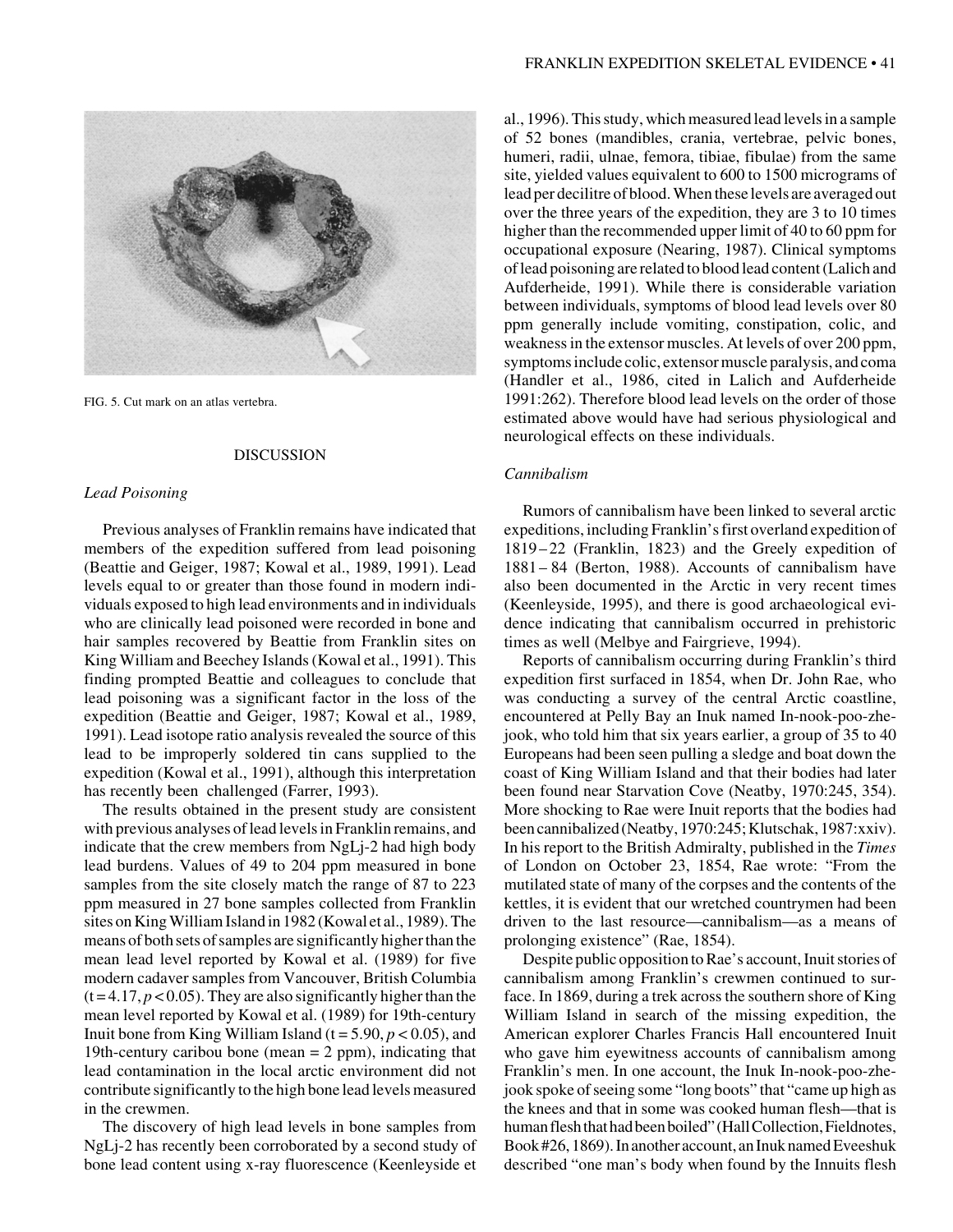FIG. 5. Cut mark on an atlas vertebra.

## DISCUSSION

### *Lead Poisoning*

Previous analyses of Franklin remains have indicated that members of the expedition suffered from lead poisoning (Beattie and Geiger, 1987; Kowal et al., 1989, 1991). Lead levels equal to or greater than those found in modern individuals exposed to high lead environments and in individuals who are clinically lead poisoned were recorded in bone and hair samples recovered by Beattie from Franklin sites on King William and Beechey Islands (Kowal et al., 1991). This finding prompted Beattie and colleagues to conclude that lead poisoning was a significant factor in the loss of the expedition (Beattie and Geiger, 1987; Kowal et al., 1989, 1991). Lead isotope ratio analysis revealed the source of this lead to be improperly soldered tin cans supplied to the expedition (Kowal et al., 1991), although this interpretation has recently been challenged (Farrer, 1993).

The results obtained in the present study are consistent with previous analyses of lead levels in Franklin remains, and indicate that the crew members from NgLj-2 had high body lead burdens. Values of 49 to 204 ppm measured in bone samples from the site closely match the range of 87 to 223 ppm measured in 27 bone samples collected from Franklin sites on King William Island in 1982 (Kowal et al., 1989). The means of both sets of samples are significantly higher than the mean lead level reported by Kowal et al. (1989) for five modern cadaver samples from Vancouver, British Columbia ($t = 4.17, p < 0.05$). They are also significantly higher than the mean level reported by Kowal et al. (1989) for 19th-century Inuit bone from King William Island ($t = 5.90, p < 0.05$), and 19th-century caribou bone (mean = 2 ppm), indicating that lead contamination in the local arctic environment did not contribute significantly to the high bone lead levels measured in the crewmen.

The discovery of high lead levels in bone samples from NgLj-2 has recently been corroborated by a second study of bone lead content using x-ray fluorescence (Keenleyside et al., 1996). This study, which measured lead levels in a sample of 52 bones (mandibles, crania, vertebrae, pelvic bones, humeri, radii, ulnae, femora, tibiae, fibulae) from the same site, yielded values equivalent to 600 to 1500 micrograms of lead per decilitre of blood. When these levels are averaged out over the three years of the expedition, they are 3 to 10 times higher than the recommended upper limit of 40 to 60 ppm for occupational exposure (Nearing, 1987). Clinical symptoms of lead poisoning are related to blood lead content (Lalich and Aufderheide, 1991). While there is considerable variation between individuals, symptoms of blood lead levels over 80 ppm generally include vomiting, constipation, colic, and weakness in the extensor muscles. At levels of over 200 ppm, symptoms include colic, extensor muscle paralysis, and coma (Handler et al., 1986, cited in Lalich and Aufderheide 1991:262). Therefore blood lead levels on the order of those estimated above would have had serious physiological and neurological effects on these individuals.

### *Cannibalism*

Rumors of cannibalism have been linked to several arctic expeditions, including Franklin's first overland expedition of 1819–22 (Franklin, 1823) and the Greely expedition of 1881–84 (Berton, 1988). Accounts of cannibalism have also been documented in the Arctic in very recent times (Keenleyside, 1995), and there is good archaeological evidence indicating that cannibalism occurred in prehistoric times as well (Melbye and Fairgrieve, 1994).

Reports of cannibalism occurring during Franklin's third expedition first surfaced in 1854, when Dr. John Rae, who was conducting a survey of the central Arctic coastline, encountered at Pelly Bay an Inuk named In-nook-poo-zhe-jook, who told him that six years earlier, a group of 35 to 40 Europeans had been seen pulling a sledge and boat down the coast of King William Island and that their bodies had later been found near Starvation Cove (Neatby, 1970:245, 354). More shocking to Rae were Inuit reports that the bodies had been cannibalized (Neatby, 1970:245; Klutschak, 1987:xxiv). In his report to the British Admiralty, published in the *Times* of London on October 23, 1854, Rae wrote: "From the mutilated state of many of the corpses and the contents of the kettles, it is evident that our wretched countrymen had been driven to the last resource—cannibalism—as a means of prolonging existence" (Rae, 1854).

Despite public opposition to Rae's account, Inuit stories of cannibalism among Franklin's crewmen continued to surface. In 1869, during a trek across the southern shore of King William Island in search of the missing expedition, the American explorer Charles Francis Hall encountered Inuit who gave him eyewitness accounts of cannibalism among Franklin's men. In one account, the Inuk In-nook-poo-zhe-jook spoke of seeing some "long boots" that "came up high as the knees and that in some was cooked human flesh—that is human flesh that had been boiled" (Hall Collection, Fieldnotes, Book #26, 1869). In another account, an Inuk named Eveeshuk described "one man's body when found by the Innuits flesh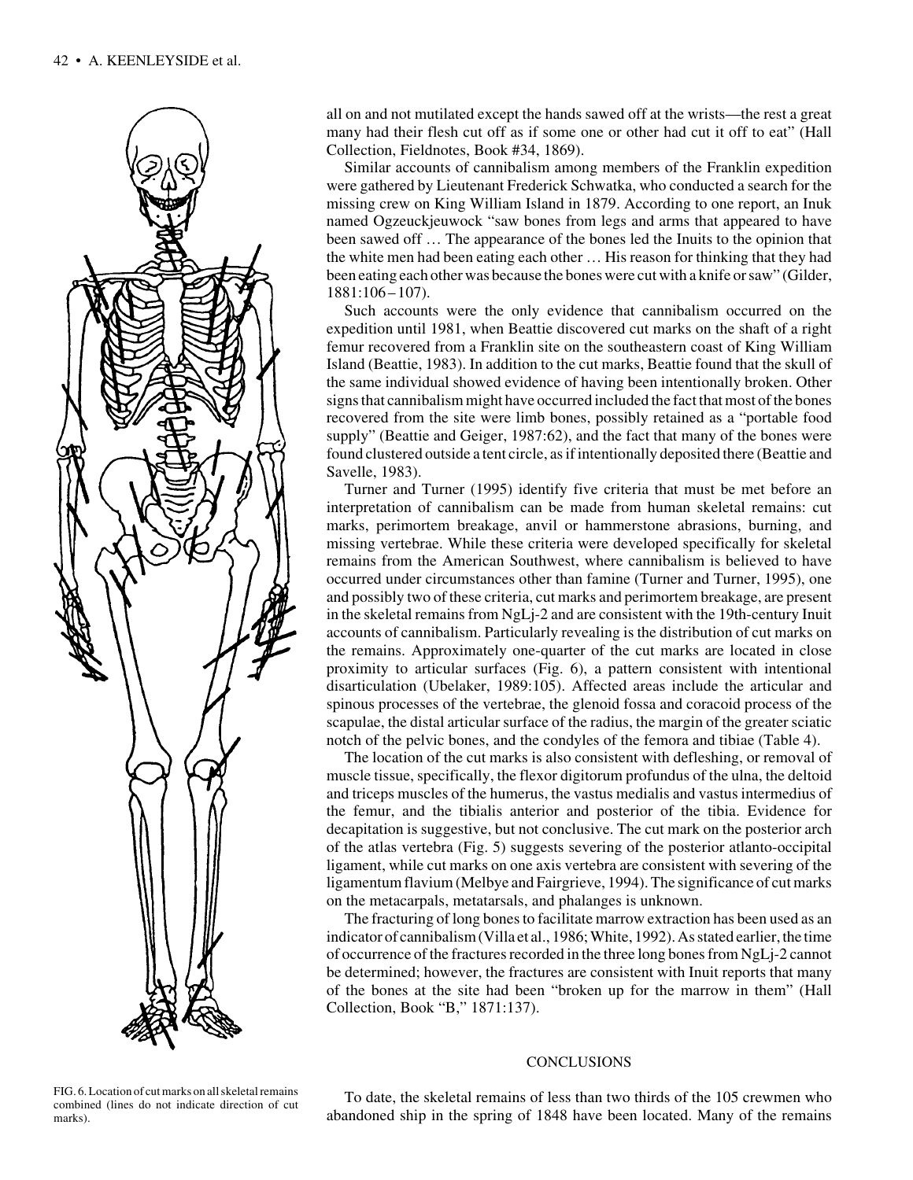all on and not mutilated except the hands sawed off at the wrists—the rest a great many had their flesh cut off as if some one or other had cut it off to eat" (Hall Collection, Fieldnotes, Book #34, 1869).

Similar accounts of cannibalism among members of the Franklin expedition were gathered by Lieutenant Frederick Schwatka, who conducted a search for the missing crew on King William Island in 1879. According to one report, an Inuk named Ogzeuckjeuwock "saw bones from legs and arms that appeared to have been sawed off … The appearance of the bones led the Inuits to the opinion that the white men had been eating each other … His reason for thinking that they had been eating each other was because the bones were cut with a knife or saw" (Gilder, 1881:106–107).

Such accounts were the only evidence that cannibalism occurred on the expedition until 1981, when Beattie discovered cut marks on the shaft of a right femur recovered from a Franklin site on the southeastern coast of King William Island (Beattie, 1983). In addition to the cut marks, Beattie found that the skull of the same individual showed evidence of having been intentionally broken. Other signs that cannibalism might have occurred included the fact that most of the bones recovered from the site were limb bones, possibly retained as a "portable food supply" (Beattie and Geiger, 1987:62), and the fact that many of the bones were found clustered outside a tent circle, as if intentionally deposited there (Beattie and Savelle, 1983).

Turner and Turner (1995) identify five criteria that must be met before an interpretation of cannibalism can be made from human skeletal remains: cut marks, perimortem breakage, anvil or hammerstone abrasions, burning, and missing vertebrae. While these criteria were developed specifically for skeletal remains from the American Southwest, where cannibalism is believed to have occurred under circumstances other than famine (Turner and Turner, 1995), one and possibly two of these criteria, cut marks and perimortem breakage, are present in the skeletal remains from NgLj-2 and are consistent with the 19th-century Inuit accounts of cannibalism. Particularly revealing is the distribution of cut marks on the remains. Approximately one-quarter of the cut marks are located in close proximity to articular surfaces (Fig. 6), a pattern consistent with intentional disarticulation (Ubelaker, 1989:105). Affected areas include the articular and spinous processes of the vertebrae, the glenoid fossa and coracoid process of the scapulae, the distal articular surface of the radius, the margin of the greater sciatic notch of the pelvic bones, and the condyles of the femora and tibiae (Table 4).

The location of the cut marks is also consistent with defleshing, or removal of muscle tissue, specifically, the flexor digitorum profundus of the ulna, the deltoid and triceps muscles of the humerus, the vastus medialis and vastus intermedius of the femur, and the tibialis anterior and posterior of the tibia. Evidence for decapitation is suggestive, but not conclusive. The cut mark on the posterior arch of the atlas vertebra (Fig. 5) suggests severing of the posterior atlanto-occipital ligament, while cut marks on one axis vertebra are consistent with severing of the ligamentum flavium (Melbye and Fairgrieve, 1994). The significance of cut marks on the metacarpals, metatarsals, and phalanges is unknown.

The fracturing of long bones to facilitate marrow extraction has been used as an indicator of cannibalism (Villa et al., 1986; White, 1992). As stated earlier, the time of occurrence of the fractures recorded in the three long bones from NgLj-2 cannot be determined; however, the fractures are consistent with Inuit reports that many of the bones at the site had been "broken up for the marrow in them" (Hall Collection, Book "B," 1871:137).

FIG. 6. Location of cut marks on all skeletal remains combined (lines do not indicate direction of cut marks).

## CONCLUSIONS

To date, the skeletal remains of less than two thirds of the 105 crewmen who abandoned ship in the spring of 1848 have been located. Many of the remains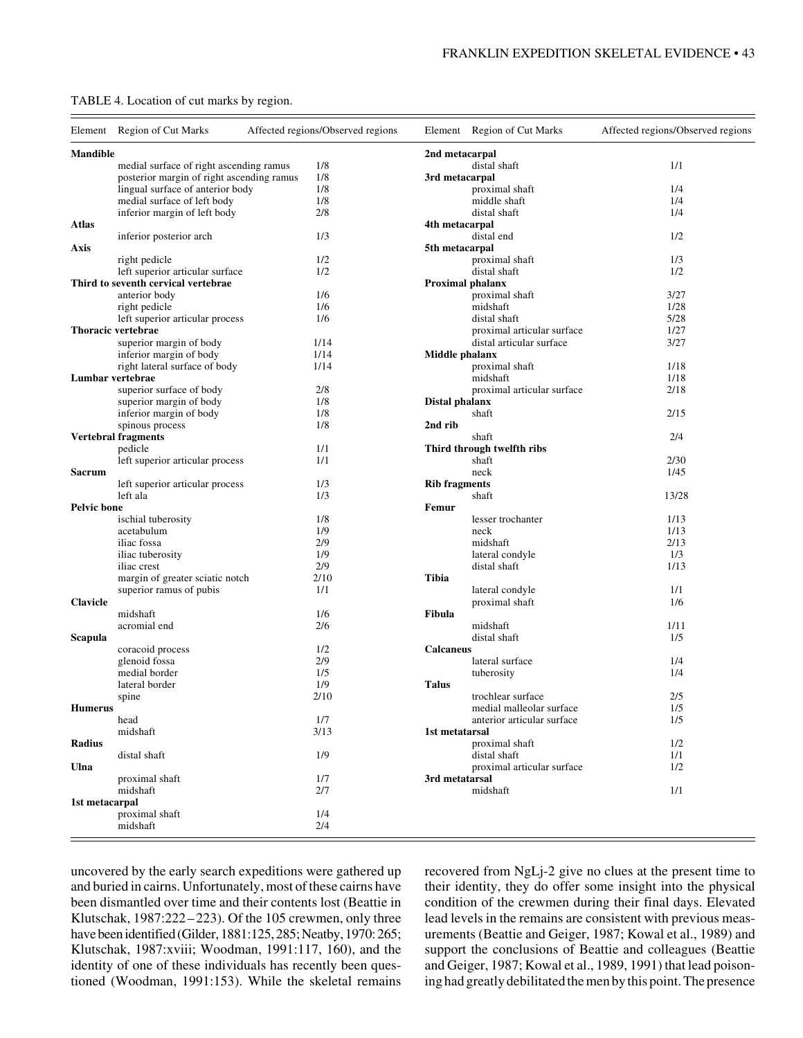TABLE 4. Location of cut marks by region.

| Element | Region of Cut Marks | Affected regions/Observed regions |
|---|---|---|
| **Mandible** | | |
| | medial surface of right ascending ramus | 1/8 |
| | posterior margin of right ascending ramus | 1/8 |
| | lingual surface of anterior body | 1/8 |
| | medial surface of left body | 1/8 |
| | inferior margin of left body | 2/8 |
| **Atlas** | | |
| | inferior posterior arch | 1/3 |
| **Axis** | | |
| | right pedicle | 1/2 |
| | left superior articular surface | 1/2 |
| **Third to seventh cervical vertebrae** | | |
| | anterior body | 1/6 |
| | right pedicle | 1/6 |
| | left superior articular process | 1/6 |
| **Thoracic vertebrae** | | |
| | superior margin of body | 1/14 |
| | inferior margin of body | 1/14 |
| | right lateral surface of body | 1/14 |
| **Lumbar vertebrae** | | |
| | superior surface of body | 2/8 |
| | superior margin of body | 1/8 |
| | inferior margin of body | 1/8 |
| | spinous process | 1/8 |
| **Vertebral fragments** | | |
| | pedicle | 1/1 |
| | left superior articular process | 1/1 |
| **Sacrum** | | |
| | left superior articular process | 1/3 |
| | left ala | 1/3 |
| **Pelvic bone** | | |
| | ischial tuberosity | 1/8 |
| | acetabulum | 1/9 |
| | iliac fossa | 2/9 |
| | iliac tuberosity | 1/9 |
| | iliac crest | 2/9 |
| | margin of greater sciatic notch | 2/10 |
| | superior ramus of pubis | 1/1 |
| **Clavicle** | | |
| | midshaft | 1/6 |
| | acromial end | 2/6 |
| **Scapula** | | |
| | coracoid process | 1/2 |
| | glenoid fossa | 2/9 |
| | medial border | 1/5 |
| | lateral border | 1/9 |
| | spine | 2/10 |
| **Humerus** | | |
| | head | 1/7 |
| | midshaft | 3/13 |
| **Radius** | | |
| | distal shaft | 1/9 |
| **Ulna** | | |
| | proximal shaft | 1/7 |
| | midshaft | 2/7 |
| **1st metacarpal** | | |
| | proximal shaft | 1/4 |
| | midshaft | 2/4 |
| **2nd metacarpal** | | |
| | distal shaft | 1/1 |
| **3rd metacarpal** | | |
| | proximal shaft | 1/4 |
| | middle shaft | 1/4 |
| | distal shaft | 1/4 |
| **4th metacarpal** | | |
| | distal end | 1/2 |
| **5th metacarpal** | | |
| | proximal shaft | 1/3 |
| | distal shaft | 1/2 |
| **Proximal phalanx** | | |
| | proximal shaft | 3/27 |
| | midshaft | 1/28 |
| | distal shaft | 5/28 |
| | proximal articular surface | 1/27 |
| | distal articular surface | 3/27 |
| **Middle phalanx** | | |
| | proximal shaft | 1/18 |
| | midshaft | 1/18 |
| | proximal articular surface | 2/18 |
| **Distal phalanx** | | |
| | shaft | 2/15 |
| **2nd rib** | | |
| | shaft | 2/4 |
| **Third through twelfth ribs** | | |
| | shaft | 2/30 |
| | neck | 1/45 |
| **Rib fragments** | | |
| | shaft | 13/28 |
| **Femur** | | |
| | lesser trochanter | 1/13 |
| | neck | 1/13 |
| | midshaft | 2/13 |
| | lateral condyle | 1/3 |
| | distal shaft | 1/13 |
| **Tibia** | | |
| | lateral condyle | 1/1 |
| | proximal shaft | 1/6 |
| **Fibula** | | |
| | midshaft | 1/11 |
| | distal shaft | 1/5 |
| **Calcaneus** | | |
| | lateral surface | 1/4 |
| | tuberosity | 1/4 |
| **Talus** | | |
| | trochlear surface | 2/5 |
| | medial malleolar surface | 1/5 |
| | anterior articular surface | 1/5 |
| **1st metatarsal** | | |
| | proximal shaft | 1/2 |
| | distal shaft | 1/1 |
| | proximal articular surface | 1/2 |
| **3rd metatarsal** | | |
| | midshaft | 1/1 |

uncovered by the early search expeditions were gathered up and buried in cairns. Unfortunately, most of these cairns have been dismantled over time and their contents lost (Beattie in Klutschak, 1987:222–223). Of the 105 crewmen, only three have been identified (Gilder, 1881:125, 285; Neatby, 1970: 265; Klutschak, 1987:xviii; Woodman, 1991:117, 160), and the identity of one of these individuals has recently been questioned (Woodman, 1991:153). While the skeletal remains recovered from NgLj-2 give no clues at the present time to their identity, they do offer some insight into the physical condition of the crewmen during their final days. Elevated lead levels in the remains are consistent with previous measurements (Beattie and Geiger, 1987; Kowal et al., 1989) and support the conclusions of Beattie and colleagues (Beattie and Geiger, 1987; Kowal et al., 1989, 1991) that lead poisoning had greatly debilitated the men by this point. The presence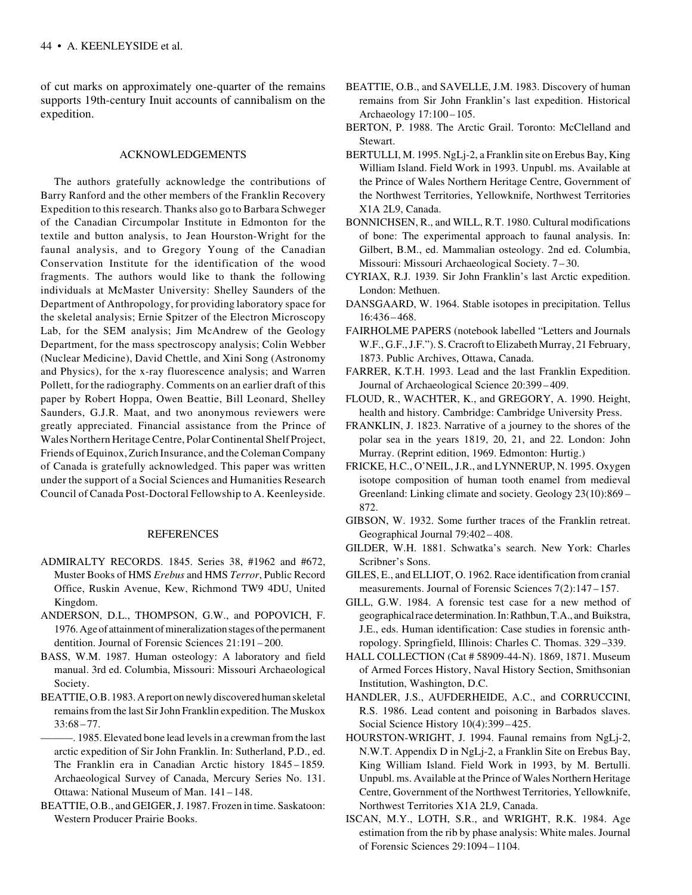of cut marks on approximately one-quarter of the remains supports 19th-century Inuit accounts of cannibalism on the expedition.

## ACKNOWLEDGEMENTS

The authors gratefully acknowledge the contributions of Barry Ranford and the other members of the Franklin Recovery Expedition to this research. Thanks also go to Barbara Schweger of the Canadian Circumpolar Institute in Edmonton for the textile and button analysis, to Jean Hourston-Wright for the faunal analysis, and to Gregory Young of the Canadian Conservation Institute for the identification of the wood fragments. The authors would like to thank the following individuals at McMaster University: Shelley Saunders of the Department of Anthropology, for providing laboratory space for the skeletal analysis; Ernie Spitzer of the Electron Microscopy Lab, for the SEM analysis; Jim McAndrew of the Geology Department, for the mass spectroscopy analysis; Colin Webber (Nuclear Medicine), David Chettle, and Xini Song (Astronomy and Physics), for the x-ray fluorescence analysis; and Warren Pollett, for the radiography. Comments on an earlier draft of this paper by Robert Hoppa, Owen Beattie, Bill Leonard, Shelley Saunders, G.J.R. Maat, and two anonymous reviewers were greatly appreciated. Financial assistance from the Prince of Wales Northern Heritage Centre, Polar Continental Shelf Project, Friends of Equinox, Zurich Insurance, and the Coleman Company of Canada is gratefully acknowledged. This paper was written under the support of a Social Sciences and Humanities Research Council of Canada Post-Doctoral Fellowship to A. Keenleyside.

## REFERENCES

ADMIRALTY RECORDS. 1845. Series 38, #1962 and #672, Muster Books of HMS *Erebus* and HMS *Terror*, Public Record Office, Ruskin Avenue, Kew, Richmond TW9 4DU, United Kingdom.

ANDERSON, D.L., THOMPSON, G.W., and POPOVICH, F. 1976. Age of attainment of mineralization stages of the permanent dentition. Journal of Forensic Sciences 21:191–200.

BASS, W.M. 1987. Human osteology: A laboratory and field manual. 3rd ed. Columbia, Missouri: Missouri Archaeological Society.

BEATTIE, O.B. 1983. A report on newly discovered human skeletal remains from the last Sir John Franklin expedition. The Muskox 33:68–77.

———. 1985. Elevated bone lead levels in a crewman from the last arctic expedition of Sir John Franklin. In: Sutherland, P.D., ed. The Franklin era in Canadian Arctic history 1845–1859. Archaeological Survey of Canada, Mercury Series No. 131. Ottawa: National Museum of Man. 141–148.

BEATTIE, O.B., and GEIGER, J. 1987. Frozen in time. Saskatoon: Western Producer Prairie Books.

BEATTIE, O.B., and SAVELLE, J.M. 1983. Discovery of human remains from Sir John Franklin's last expedition. Historical Archaeology 17:100–105.

BERTON, P. 1988. The Arctic Grail. Toronto: McClelland and Stewart.

BERTULLI, M. 1995. NgLj-2, a Franklin site on Erebus Bay, King William Island. Field Work in 1993. Unpubl. ms. Available at the Prince of Wales Northern Heritage Centre, Government of the Northwest Territories, Yellowknife, Northwest Territories X1A 2L9, Canada.

BONNICHSEN, R., and WILL, R.T. 1980. Cultural modifications of bone: The experimental approach to faunal analysis. In: Gilbert, B.M., ed. Mammalian osteology. 2nd ed. Columbia, Missouri: Missouri Archaeological Society. 7–30.

CYRIAX, R.J. 1939. Sir John Franklin's last Arctic expedition. London: Methuen.

DANSGAARD, W. 1964. Stable isotopes in precipitation. Tellus 16:436–468.

FAIRHOLME PAPERS (notebook labelled "Letters and Journals W.F., G.F., J.F."). S. Cracroft to Elizabeth Murray, 21 February, 1873. Public Archives, Ottawa, Canada.

FARRER, K.T.H. 1993. Lead and the last Franklin Expedition. Journal of Archaeological Science 20:399–409.

FLOUD, R., WACHTER, K., and GREGORY, A. 1990. Height, health and history. Cambridge: Cambridge University Press.

FRANKLIN, J. 1823. Narrative of a journey to the shores of the polar sea in the years 1819, 20, 21, and 22. London: John Murray. (Reprint edition, 1969. Edmonton: Hurtig.)

FRICKE, H.C., O'NEIL, J.R., and LYNNERUP, N. 1995. Oxygen isotope composition of human tooth enamel from medieval Greenland: Linking climate and society. Geology 23(10):869–872.

GIBSON, W. 1932. Some further traces of the Franklin retreat. Geographical Journal 79:402–408.

GILDER, W.H. 1881. Schwatka's search. New York: Charles Scribner's Sons.

GILES, E., and ELLIOT, O. 1962. Race identification from cranial measurements. Journal of Forensic Sciences 7(2):147–157.

GILL, G.W. 1984. A forensic test case for a new method of geographical race determination. In: Rathbun, T.A., and Buikstra, J.E., eds. Human identification: Case studies in forensic anthropology. Springfield, Illinois: Charles C. Thomas. 329–339.

HALL COLLECTION (Cat # 58909-44-N). 1869, 1871. Museum of Armed Forces History, Naval History Section, Smithsonian Institution, Washington, D.C.

HANDLER, J.S., AUFDERHEIDE, A.C., and CORRUCCINI, R.S. 1986. Lead content and poisoning in Barbados slaves. Social Science History 10(4):399–425.

HOURSTON-WRIGHT, J. 1994. Faunal remains from NgLj-2, N.W.T. Appendix D in NgLj-2, a Franklin Site on Erebus Bay, King William Island. Field Work in 1993, by M. Bertulli. Unpubl. ms. Available at the Prince of Wales Northern Heritage Centre, Government of the Northwest Territories, Yellowknife, Northwest Territories X1A 2L9, Canada.

ISCAN, M.Y., LOTH, S.R., and WRIGHT, R.K. 1984. Age estimation from the rib by phase analysis: White males. Journal of Forensic Sciences 29:1094–1104.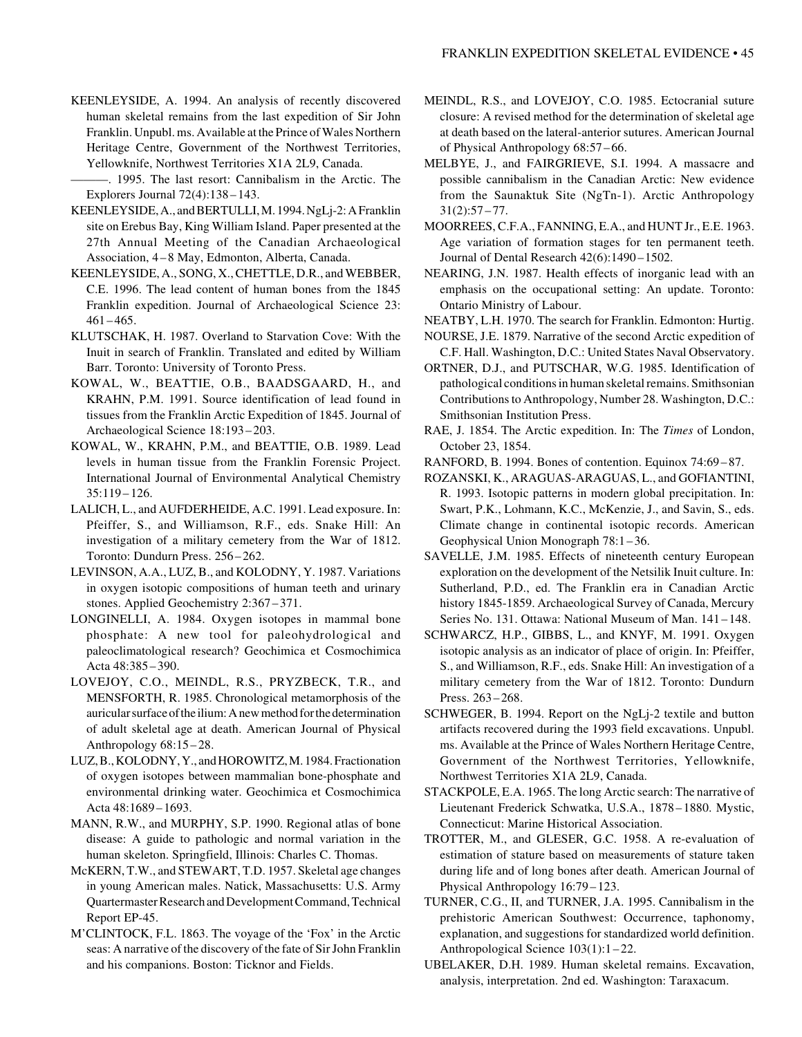KEENLEYSIDE, A. 1994. An analysis of recently discovered human skeletal remains from the last expedition of Sir John Franklin. Unpubl. ms. Available at the Prince of Wales Northern Heritage Centre, Government of the Northwest Territories, Yellowknife, Northwest Territories X1A 2L9, Canada.

———. 1995. The last resort: Cannibalism in the Arctic. The Explorers Journal 72(4):138–143.

KEENLEYSIDE, A., and BERTULLI, M. 1994. NgLj-2: A Franklin site on Erebus Bay, King William Island. Paper presented at the 27th Annual Meeting of the Canadian Archaeological Association, 4–8 May, Edmonton, Alberta, Canada.

KEENLEYSIDE, A., SONG, X., CHETTLE, D.R., and WEBBER, C.E. 1996. The lead content of human bones from the 1845 Franklin expedition. Journal of Archaeological Science 23: 461–465.

KLUTSCHAK, H. 1987. Overland to Starvation Cove: With the Inuit in search of Franklin. Translated and edited by William Barr. Toronto: University of Toronto Press.

KOWAL, W., BEATTIE, O.B., BAADSGAARD, H., and KRAHN, P.M. 1991. Source identification of lead found in tissues from the Franklin Arctic Expedition of 1845. Journal of Archaeological Science 18:193–203.

KOWAL, W., KRAHN, P.M., and BEATTIE, O.B. 1989. Lead levels in human tissue from the Franklin Forensic Project. International Journal of Environmental Analytical Chemistry 35:119–126.

LALICH, L., and AUFDERHEIDE, A.C. 1991. Lead exposure. In: Pfeiffer, S., and Williamson, R.F., eds. Snake Hill: An investigation of a military cemetery from the War of 1812. Toronto: Dundurn Press. 256–262.

LEVINSON, A.A., LUZ, B., and KOLODNY, Y. 1987. Variations in oxygen isotopic compositions of human teeth and urinary stones. Applied Geochemistry 2:367–371.

LONGINELLI, A. 1984. Oxygen isotopes in mammal bone phosphate: A new tool for paleohydrological and paleoclimatological research? Geochimica et Cosmochimica Acta 48:385–390.

LOVEJOY, C.O., MEINDL, R.S., PRYZBECK, T.R., and MENSFORTH, R. 1985. Chronological metamorphosis of the auricular surface of the ilium: A new method for the determination of adult skeletal age at death. American Journal of Physical Anthropology 68:15–28.

LUZ, B., KOLODNY, Y., and HOROWITZ, M. 1984. Fractionation of oxygen isotopes between mammalian bone-phosphate and environmental drinking water. Geochimica et Cosmochimica Acta 48:1689–1693.

MANN, R.W., and MURPHY, S.P. 1990. Regional atlas of bone disease: A guide to pathologic and normal variation in the human skeleton. Springfield, Illinois: Charles C. Thomas.

McKERN, T.W., and STEWART, T.D. 1957. Skeletal age changes in young American males. Natick, Massachusetts: U.S. Army Quartermaster Research and Development Command, Technical Report EP-45.

M'CLINTOCK, F.L. 1863. The voyage of the 'Fox' in the Arctic seas: A narrative of the discovery of the fate of Sir John Franklin and his companions. Boston: Ticknor and Fields.

MEINDL, R.S., and LOVEJOY, C.O. 1985. Ectocranial suture closure: A revised method for the determination of skeletal age at death based on the lateral-anterior sutures. American Journal of Physical Anthropology 68:57–66.

MELBYE, J., and FAIRGRIEVE, S.I. 1994. A massacre and possible cannibalism in the Canadian Arctic: New evidence from the Saunaktuk Site (NgTn-1). Arctic Anthropology 31(2):57–77.

MOORREES, C.F.A., FANNING, E.A., and HUNT Jr., E.E. 1963. Age variation of formation stages for ten permanent teeth. Journal of Dental Research 42(6):1490–1502.

NEARING, J.N. 1987. Health effects of inorganic lead with an emphasis on the occupational setting: An update. Toronto: Ontario Ministry of Labour.

NEATBY, L.H. 1970. The search for Franklin. Edmonton: Hurtig.

NOURSE, J.E. 1879. Narrative of the second Arctic expedition of C.F. Hall. Washington, D.C.: United States Naval Observatory.

ORTNER, D.J., and PUTSCHAR, W.G. 1985. Identification of pathological conditions in human skeletal remains. Smithsonian Contributions to Anthropology, Number 28. Washington, D.C.: Smithsonian Institution Press.

RAE, J. 1854. The Arctic expedition. In: The *Times* of London, October 23, 1854.

RANFORD, B. 1994. Bones of contention. Equinox 74:69–87.

ROZANSKI, K., ARAGUAS-ARAGUAS, L., and GOFIANTINI, R. 1993. Isotopic patterns in modern global precipitation. In: Swart, P.K., Lohmann, K.C., McKenzie, J., and Savin, S., eds. Climate change in continental isotopic records. American Geophysical Union Monograph 78:1–36.

SAVELLE, J.M. 1985. Effects of nineteenth century European exploration on the development of the Netsilik Inuit culture. In: Sutherland, P.D., ed. The Franklin era in Canadian Arctic history 1845-1859. Archaeological Survey of Canada, Mercury Series No. 131. Ottawa: National Museum of Man. 141–148.

SCHWARCZ, H.P., GIBBS, L., and KNYF, M. 1991. Oxygen isotopic analysis as an indicator of place of origin. In: Pfeiffer, S., and Williamson, R.F., eds. Snake Hill: An investigation of a military cemetery from the War of 1812. Toronto: Dundurn Press. 263–268.

SCHWEGER, B. 1994. Report on the NgLj-2 textile and button artifacts recovered during the 1993 field excavations. Unpubl. ms. Available at the Prince of Wales Northern Heritage Centre, Government of the Northwest Territories, Yellowknife, Northwest Territories X1A 2L9, Canada.

STACKPOLE, E.A. 1965. The long Arctic search: The narrative of Lieutenant Frederick Schwatka, U.S.A., 1878–1880. Mystic, Connecticut: Marine Historical Association.

TROTTER, M., and GLESER, G.C. 1958. A re-evaluation of estimation of stature based on measurements of stature taken during life and of long bones after death. American Journal of Physical Anthropology 16:79–123.

TURNER, C.G., II, and TURNER, J.A. 1995. Cannibalism in the prehistoric American Southwest: Occurrence, taphonomy, explanation, and suggestions for standardized world definition. Anthropological Science 103(1):1–22.

UBELAKER, D.H. 1989. Human skeletal remains. Excavation, analysis, interpretation. 2nd ed. Washington: Taraxacum.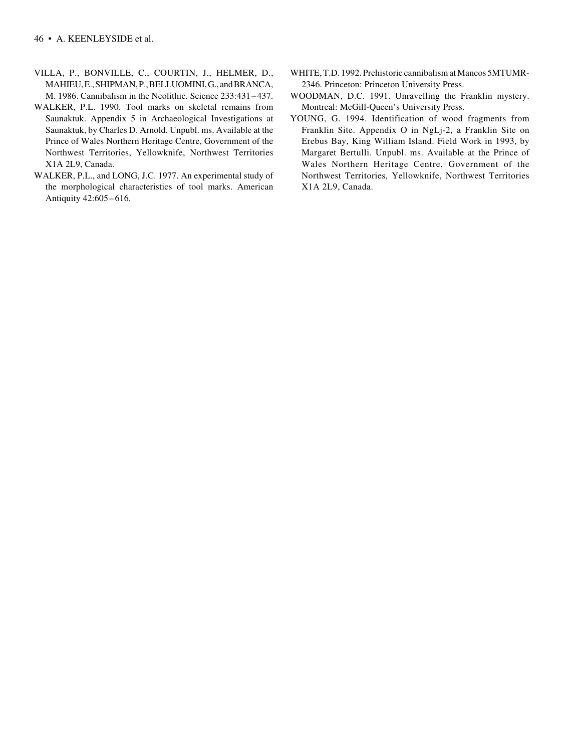VILLA, P., BONVILLE, C., COURTIN, J., HELMER, D., MAHIEU, E., SHIPMAN, P., BELLUOMINI, G., and BRANCA, M. 1986. Cannibalism in the Neolithic. Science 233:431–437.

WALKER, P.L. 1990. Tool marks on skeletal remains from Saunaktuk. Appendix 5 in Archaeological Investigations at Saunaktuk, by Charles D. Arnold. Unpubl. ms. Available at the Prince of Wales Northern Heritage Centre, Government of the Northwest Territories, Yellowknife, Northwest Territories X1A 2L9, Canada.

WALKER, P.L., and LONG, J.C. 1977. An experimental study of the morphological characteristics of tool marks. American Antiquity 42:605–616.

WHITE, T.D. 1992. Prehistoric cannibalism at Mancos 5MTUMR-2346. Princeton: Princeton University Press.

WOODMAN, D.C. 1991. Unravelling the Franklin mystery. Montreal: McGill-Queen's University Press.

YOUNG, G. 1994. Identification of wood fragments from Franklin Site. Appendix O in NgLj-2, a Franklin Site on Erebus Bay, King William Island. Field Work in 1993, by Margaret Bertulli. Unpubl. ms. Available at the Prince of Wales Northern Heritage Centre, Government of the Northwest Territories, Yellowknife, Northwest Territories X1A 2L9, Canada.